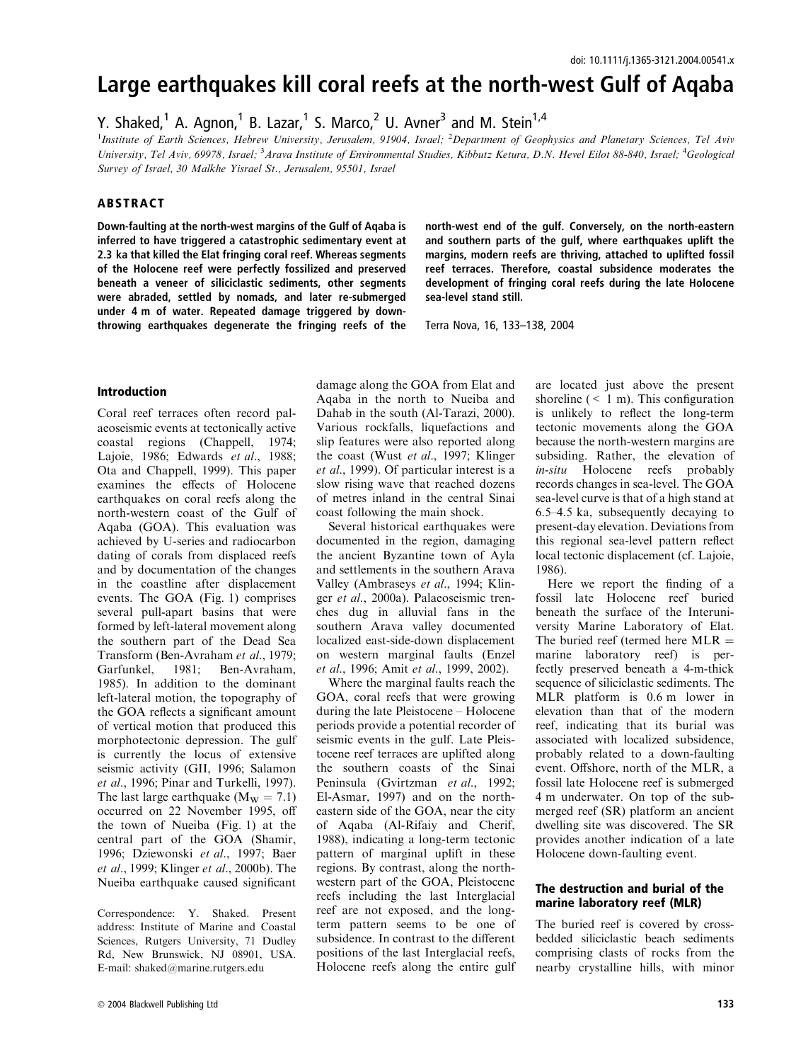doi: 10.1111/j.1365-3121.2004.00541.x

# Large earthquakes kill coral reefs at the north-west Gulf of Aqaba

Y. Shaked,[1] A. Agnon,[1] B. Lazar,[1] S. Marco,[2] U. Avner[3] and M. Stein[1,4]

[1]Institute of Earth Sciences, Hebrew University, Jerusalem, 91904, Israel; [2]Department of Geophysics and Planetary Sciences, Tel Aviv University, Tel Aviv, 69978, Israel; [3]Arava Institute of Environmental Studies, Kibbutz Ketura, D.N. Hevel Eilot 88-840, Israel; [4]Geological Survey of Israel, 30 Malkhe Yisrael St., Jerusalem, 95501, Israel

## ABSTRACT

**Down-faulting at the north-west margins of the Gulf of Aqaba is inferred to have triggered a catastrophic sedimentary event at 2.3 ka that killed the Elat fringing coral reef. Whereas segments of the Holocene reef were perfectly fossilized and preserved beneath a veneer of siliciclastic sediments, other segments were abraded, settled by nomads, and later re-submerged under 4 m of water. Repeated damage triggered by down-throwing earthquakes degenerate the fringing reefs of the north-west end of the gulf. Conversely, on the north-eastern and southern parts of the gulf, where earthquakes uplift the margins, modern reefs are thriving, attached to uplifted fossil reef terraces. Therefore, coastal subsidence moderates the development of fringing coral reefs during the late Holocene sea-level stand still.**

Terra Nova, 16, 133–138, 2004

## Introduction

Coral reef terraces often record palaeoseismic events at tectonically active coastal regions (Chappell, 1974; Lajoie, 1986; Edwards *et al*., 1988; Ota and Chappell, 1999). This paper examines the effects of Holocene earthquakes on coral reefs along the north-western coast of the Gulf of Aqaba (GOA). This evaluation was achieved by U-series and radiocarbon dating of corals from displaced reefs and by documentation of the changes in the coastline after displacement events. The GOA (Fig. 1) comprises several pull-apart basins that were formed by left-lateral movement along the southern part of the Dead Sea Transform (Ben-Avraham *et al*., 1979; Garfunkel, 1981; Ben-Avraham, 1985). In addition to the dominant left-lateral motion, the topography of the GOA reflects a significant amount of vertical motion that produced this morphotectonic depression. The gulf is currently the locus of extensive seismic activity (GII, 1996; Salamon *et al*., 1996; Pinar and Turkelli, 1997). The last large earthquake ($M_W = 7.1$) occurred on 22 November 1995, off the town of Nueiba (Fig. 1) at the central part of the GOA (Shamir, 1996; Dziewonski *et al*., 1997; Baer *et al*., 1999; Klinger *et al*., 2000b). The Nueiba earthquake caused significant damage along the GOA from Elat and Aqaba in the north to Nueiba and Dahab in the south (Al-Tarazi, 2000). Various rockfalls, liquefactions and slip features were also reported along the coast (Wust *et al*., 1997; Klinger *et al*., 1999). Of particular interest is a slow rising wave that reached dozens of metres inland in the central Sinai coast following the main shock.

Several historical earthquakes were documented in the region, damaging the ancient Byzantine town of Ayla and settlements in the southern Arava Valley (Ambraseys *et al*., 1994; Klinger *et al*., 2000a). Palaeoseismic trenches dug in alluvial fans in the southern Arava valley documented localized east-side-down displacement on western marginal faults (Enzel *et al*., 1996; Amit *et al*., 1999, 2002).

Where the marginal faults reach the GOA, coral reefs that were growing during the late Pleistocene – Holocene periods provide a potential recorder of seismic events in the gulf. Late Pleistocene reef terraces are uplifted along the southern coasts of the Sinai Peninsula (Gvirtzman *et al*., 1992; El-Asmar, 1997) and on the north-eastern side of the GOA, near the city of Aqaba (Al-Rifaiy and Cherif, 1988), indicating a long-term tectonic pattern of marginal uplift in these regions. By contrast, along the north-western part of the GOA, Pleistocene reefs including the last Interglacial reef are not exposed, and the long-term pattern seems to be one of subsidence. In contrast to the different positions of the last Interglacial reefs, Holocene reefs along the entire gulf are located just above the present shoreline (< 1 m). This configuration is unlikely to reflect the long-term tectonic movements along the GOA because the north-western margins are subsiding. Rather, the elevation of *in-situ* Holocene reefs probably records changes in sea-level. The GOA sea-level curve is that of a high stand at 6.5–4.5 ka, subsequently decaying to present-day elevation. Deviations from this regional sea-level pattern reflect local tectonic displacement (cf. Lajoie, 1986).

Here we report the finding of a fossil late Holocene reef buried beneath the surface of the Interuniversity Marine Laboratory of Elat. The buried reef (termed here MLR = marine laboratory reef) is perfectly preserved beneath a 4-m-thick sequence of siliciclastic sediments. The MLR platform is 0.6 m lower in elevation than that of the modern reef, indicating that its burial was associated with localized subsidence, probably related to a down-faulting event. Offshore, north of the MLR, a fossil late Holocene reef is submerged 4 m underwater. On top of the submerged reef (SR) platform an ancient dwelling site was discovered. The SR provides another indication of a late Holocene down-faulting event.

## The destruction and burial of the marine laboratory reef (MLR)

The buried reef is covered by cross-bedded siliciclastic beach sediments comprising clasts of rocks from the nearby crystalline hills, with minor

Correspondence: Y. Shaked. Present address: Institute of Marine and Coastal Sciences, Rutgers University, 71 Dudley Rd, New Brunswick, NJ 08901, USA. E-mail: shaked@marine.rutgers.edu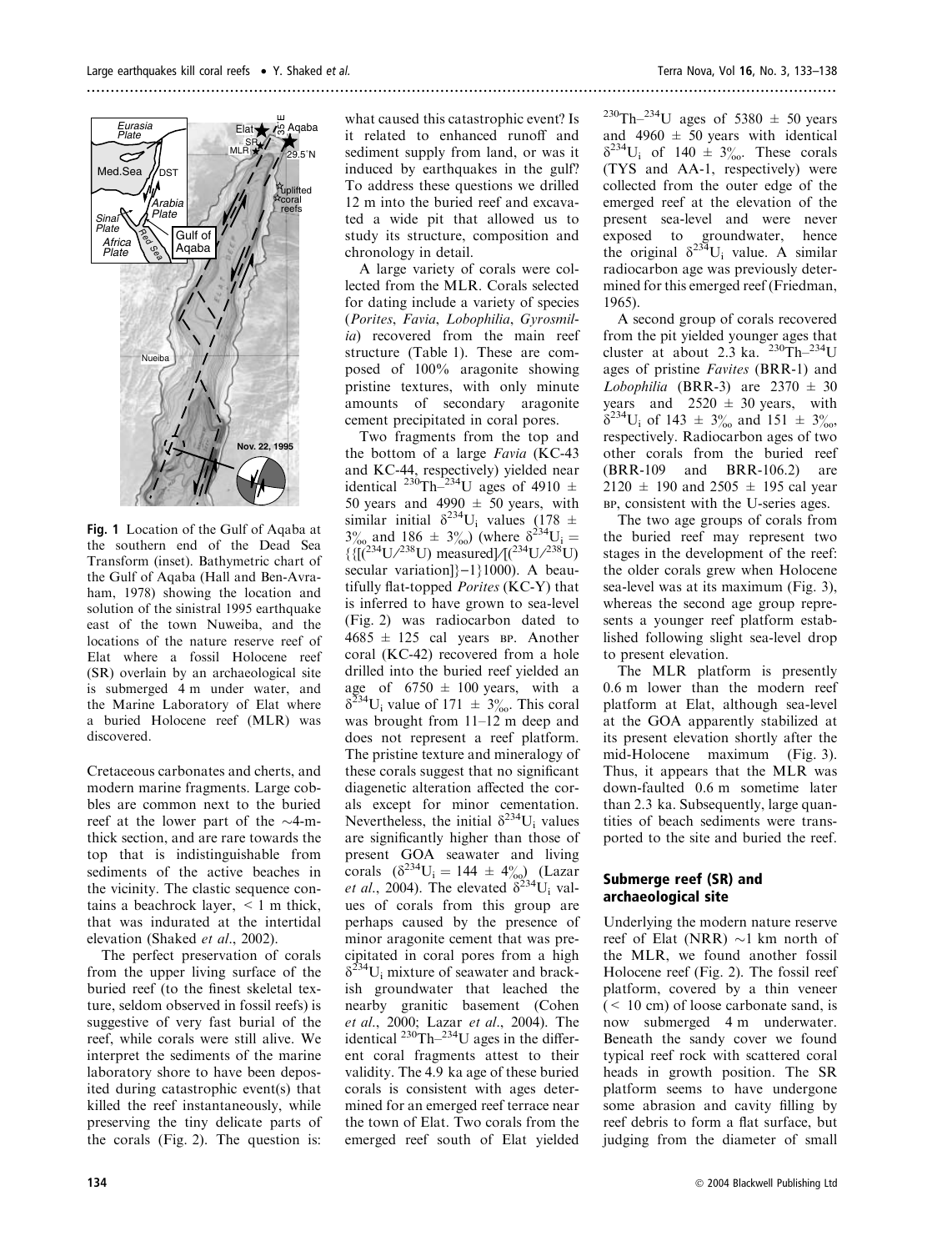**Fig. 1** Location of the Gulf of Aqaba at the southern end of the Dead Sea Transform (inset). Bathymetric chart of the Gulf of Aqaba (Hall and Ben-Avraham, 1978) showing the location and solution of the sinistral 1995 earthquake east of the town Nuweiba, and the locations of the nature reserve reef of Elat where a fossil Holocene reef (SR) overlain by an archaeological site is submerged 4 m under water, and the Marine Laboratory of Elat where a buried Holocene reef (MLR) was discovered.

Cretaceous carbonates and cherts, and modern marine fragments. Large cobbles are common next to the buried reef at the lower part of the ~4-m-thick section, and are rare towards the top that is indistinguishable from sediments of the active beaches in the vicinity. The clastic sequence contains a beachrock layer, < 1 m thick, that was indurated at the intertidal elevation (Shaked *et al.*, 2002).

The perfect preservation of corals from the upper living surface of the buried reef (to the finest skeletal texture, seldom observed in fossil reefs) is suggestive of very fast burial of the reef, while corals were still alive. We interpret the sediments of the marine laboratory shore to have been deposited during catastrophic event(s) that killed the reef instantaneously, while preserving the tiny delicate parts of the corals (Fig. 2). The question is: what caused this catastrophic event? Is it related to enhanced runoff and sediment supply from land, or was it induced by earthquakes in the gulf? To address these questions we drilled 12 m into the buried reef and excavated a wide pit that allowed us to study its structure, composition and chronology in detail.

A large variety of corals were collected from the MLR. Corals selected for dating include a variety of species (*Porites*, *Favia*, *Lobophilia*, *Gyrosmilia*) recovered from the main reef structure (Table 1). These are composed of 100% aragonite showing pristine textures, with only minute amounts of secondary aragonite cement precipitated in coral pores.

Two fragments from the top and the bottom of a large *Favia* (KC-43 and KC-44, respectively) yielded near identical $^{230}$Th–$^{234}$U ages of 4910 ± 50 years and 4990 ± 50 years, with similar initial $\delta^{234}U_i$ values (178 ± 3‰ and 186 ± 3‰) (where $\delta^{234}U_i = \{\{[(^{234}U/^{238}U)\ \text{measured}]/[(^{234}U/^{238}U)\ \text{secular variation}]\}-1\}1000$). A beautifully flat-topped *Porites* (KC-Y) that is inferred to have grown to sea-level (Fig. 2) was radiocarbon dated to 4685 ± 125 cal years BP. Another coral (KC-42) recovered from a hole drilled into the buried reef yielded an age of 6750 ± 100 years, with a $\delta^{234}U_i$ value of 171 ± 3‰. This coral was brought from 11–12 m deep and does not represent a reef platform. The pristine texture and mineralogy of these corals suggest that no significant diagenetic alteration affected the corals except for minor cementation. Nevertheless, the initial $\delta^{234}U_i$ values are significantly higher than those of present GOA seawater and living corals ($\delta^{234}U_i = 144 \pm 4$‰) (Lazar *et al.*, 2004). The elevated $\delta^{234}U_i$ values of corals from this group are perhaps caused by the presence of minor aragonite cement that was precipitated in coral pores from a high $\delta^{234}U_i$ mixture of seawater and brackish groundwater that leached the nearby granitic basement (Cohen *et al.*, 2000; Lazar *et al.*, 2004). The identical $^{230}$Th–$^{234}$U ages in the different coral fragments attest to their validity. The 4.9 ka age of these buried corals is consistent with ages determined for an emerged reef terrace near the town of Elat. Two corals from the emerged reef south of Elat yielded $^{230}$Th–$^{234}$U ages of 5380 ± 50 years and 4960 ± 50 years with identical $\delta^{234}U_i$ of 140 ± 3‰. These corals (TYS and AA-1, respectively) were collected from the outer edge of the emerged reef at the elevation of the present sea-level and were never exposed to groundwater, hence the original $\delta^{234}U_i$ value. A similar radiocarbon age was previously determined for this emerged reef (Friedman, 1965).

A second group of corals recovered from the pit yielded younger ages that cluster at about 2.3 ka. $^{230}$Th–$^{234}$U ages of pristine *Favites* (BRR-1) and *Lobophilia* (BRR-3) are 2370 ± 30 years and 2520 ± 30 years, with $\delta^{234}U_i$ of 143 ± 3‰ and 151 ± 3‰, respectively. Radiocarbon ages of two other corals from the buried reef (BRR-109 and BRR-106.2) are 2120 ± 190 and 2505 ± 195 cal year BP, consistent with the U-series ages.

The two age groups of corals from the buried reef may represent two stages in the development of the reef: the older corals grew when Holocene sea-level was at its maximum (Fig. 3), whereas the second age group represents a younger reef platform established following slight sea-level drop to present elevation.

The MLR platform is presently 0.6 m lower than the modern reef platform at Elat, although sea-level at the GOA apparently stabilized at its present elevation shortly after the mid-Holocene maximum (Fig. 3). Thus, it appears that the MLR was down-faulted 0.6 m sometime later than 2.3 ka. Subsequently, large quantities of beach sediments were transported to the site and buried the reef.

## Submerge reef (SR) and archaeological site

Underlying the modern nature reserve reef of Elat (NRR) ~1 km north of the MLR, we found another fossil Holocene reef (Fig. 2). The fossil reef platform, covered by a thin veneer (< 10 cm) of loose carbonate sand, is now submerged 4 m underwater. Beneath the sandy cover we found typical reef rock with scattered coral heads in growth position. The SR platform seems to have undergone some abrasion and cavity filling by reef debris to form a flat surface, but judging from the diameter of small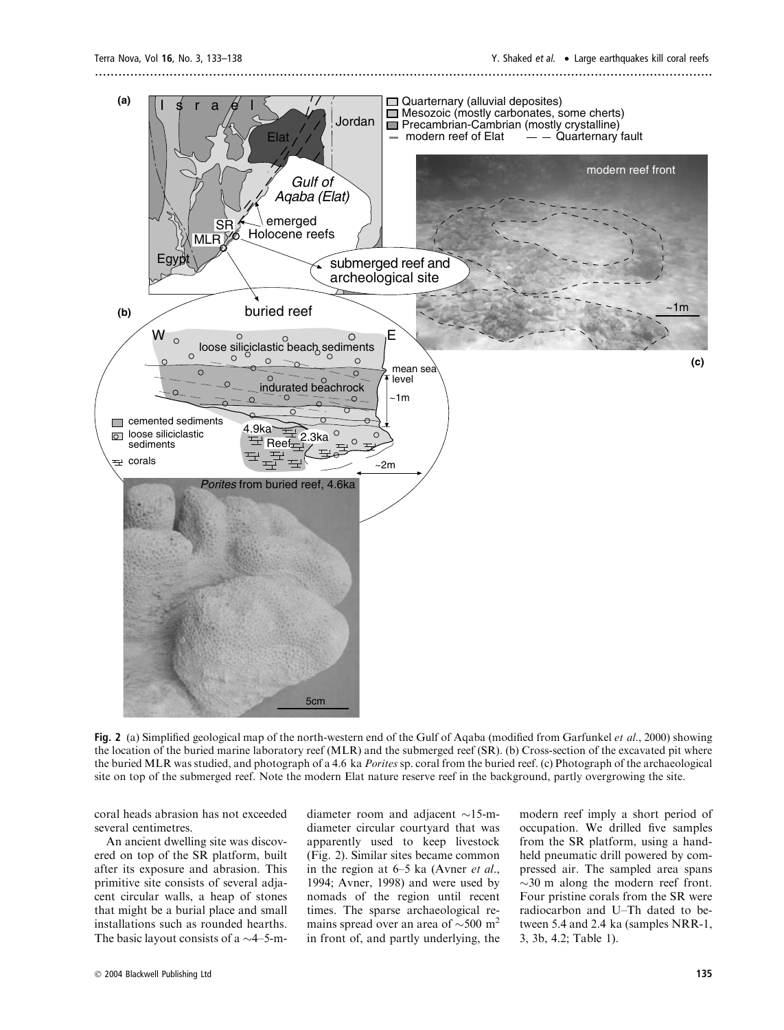**Fig. 2** (a) Simplified geological map of the north-western end of the Gulf of Aqaba (modified from Garfunkel *et al*., 2000) showing the location of the buried marine laboratory reef (MLR) and the submerged reef (SR). (b) Cross-section of the excavated pit where the buried MLR was studied, and photograph of a 4.6 ka *Porites* sp. coral from the buried reef. (c) Photograph of the archaeological site on top of the submerged reef. Note the modern Elat nature reserve reef in the background, partly overgrowing the site.

coral heads abrasion has not exceeded several centimetres.

An ancient dwelling site was discovered on top of the SR platform, built after its exposure and abrasion. This primitive site consists of several adjacent circular walls, a heap of stones that might be a burial place and small installations such as rounded hearths. The basic layout consists of a ~4–5-m-diameter room and adjacent ~15-m-diameter circular courtyard that was apparently used to keep livestock (Fig. 2). Similar sites became common in the region at 6–5 ka (Avner *et al*., 1994; Avner, 1998) and were used by nomads of the region until recent times. The sparse archaeological remains spread over an area of ~500 $m^2$ in front of, and partly underlying, the modern reef imply a short period of occupation. We drilled five samples from the SR platform, using a hand-held pneumatic drill powered by compressed air. The sampled area spans ~30 m along the modern reef front. Four pristine corals from the SR were radiocarbon and U–Th dated to between 5.4 and 2.4 ka (samples NRR-1, 3, 3b, 4.2; Table 1).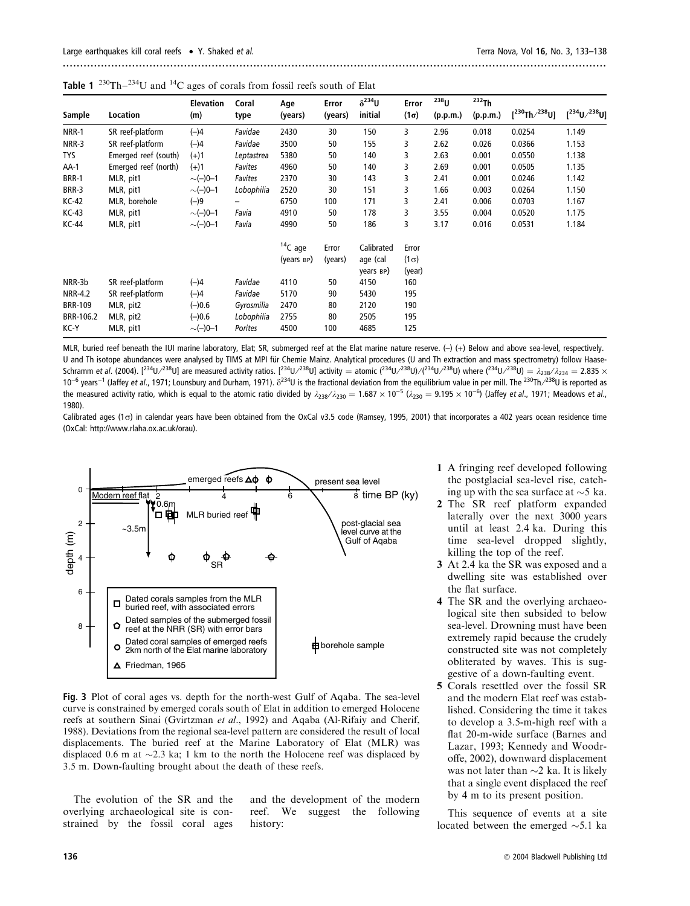**Table 1** $^{230}Th–^{234}U$ and $^{14}C$ ages of corals from fossil reefs south of Elat

| Sample | Location | Elevation (m) | Coral type | Age (years) | Error (years) | $\delta^{234}U$ initial | Error (1σ) | $^{238}U$ (p.p.m.) | $^{232}Th$ (p.p.m.) | $[^{230}Th/^{238}U]$ | $[^{234}U/^{238}U]$ |
|---|---|---|---|---|---|---|---|---|---|---|---|
| NRR-1 | SR reef-platform | (–)4 | *Favidae* | 2430 | 30 | 150 | 3 | 2.96 | 0.018 | 0.0254 | 1.149 |
| NRR-3 | SR reef-platform | (–)4 | *Favidae* | 3500 | 50 | 155 | 3 | 2.62 | 0.026 | 0.0366 | 1.153 |
| TYS | Emerged reef (south) | (+)1 | *Leptastrea* | 5380 | 50 | 140 | 3 | 2.63 | 0.001 | 0.0550 | 1.138 |
| AA-1 | Emerged reef (north) | (+)1 | *Favites* | 4960 | 50 | 140 | 3 | 2.69 | 0.001 | 0.0505 | 1.135 |
| BRR-1 | MLR, pit1 | ~(–)0–1 | *Favites* | 2370 | 30 | 143 | 3 | 2.41 | 0.001 | 0.0246 | 1.142 |
| BRR-3 | MLR, pit1 | ~(–)0–1 | *Lobophilia* | 2520 | 30 | 151 | 3 | 1.66 | 0.003 | 0.0264 | 1.150 |
| KC-42 | MLR, borehole | (–)9 | – | 6750 | 100 | 171 | 3 | 2.41 | 0.006 | 0.0703 | 1.167 |
| KC-43 | MLR, pit1 | ~(–)0–1 | *Favia* | 4910 | 50 | 178 | 3 | 3.55 | 0.004 | 0.0520 | 1.175 |
| KC-44 | MLR, pit1 | ~(–)0–1 | *Favia* | 4990 | 50 | 186 | 3 | 3.17 | 0.016 | 0.0531 | 1.184 |
| | | | | $^{14}C$ age (years BP) | Error (years) | Calibrated age (cal years BP) | Error (1σ) (year) | | | | |
| NRR-3b | SR reef-platform | (–)4 | *Favidae* | 4110 | 50 | 4150 | 160 | | | | |
| NRR-4.2 | SR reef-platform | (–)4 | *Favidae* | 5170 | 90 | 5430 | 195 | | | | |
| BRR-109 | MLR, pit2 | (–)0.6 | *Gyrosmilia* | 2470 | 80 | 2120 | 190 | | | | |
| BRR-106.2 | MLR, pit2 | (–)0.6 | *Lobophilia* | 2755 | 80 | 2505 | 195 | | | | |
| KC-Y | MLR, pit1 | ~(–)0–1 | *Porites* | 4500 | 100 | 4685 | 125 | | | | |

MLR, buried reef beneath the IUI marine laboratory, Elat; SR, submerged reef at the Elat marine nature reserve. (–) (+) Below and above sea-level, respectively. U and Th isotope abundances were analysed by TIMS at MPI für Chemie Mainz. Analytical procedures (U and Th extraction and mass spectrometry) follow Haase-Schramm *et al.* (2004). $[^{234}U/^{238}U]$ are measured activity ratios. $[^{234}U/^{238}U]$ activity = atomic $(^{234}U/^{238}U)/(^{234}U/^{238}U)$ where $(^{234}U/^{238}U) = \lambda_{238}/\lambda_{234} = 2.835 \times 10^{-6}$ years$^{-1}$ (Jaffey *et al.*, 1971; Lounsbury and Durham, 1971). $\delta^{234}U$ is the fractional deviation from the equilibrium value in per mill. The $^{230}Th/^{238}U$ is reported as the measured activity ratio, which is equal to the atomic ratio divided by $\lambda_{238}/\lambda_{230} = 1.687 \times 10^{-5}$ ($\lambda_{230} = 9.195 \times 10^{-6}$) (Jaffey *et al.*, 1971; Meadows *et al.*, 1980).

Calibrated ages (1σ) in calendar years have been obtained from the OxCal v3.5 code (Ramsey, 1995, 2001) that incorporates a 402 years ocean residence time (OxCal: http://www.rlaha.ox.ac.uk/orau).

**Fig. 3** Plot of coral ages vs. depth for the north-west Gulf of Aqaba. The sea-level curve is constrained by emerged corals south of Elat in addition to emerged Holocene reefs at southern Sinai (Gvirtzman *et al.*, 1992) and Aqaba (Al-Rifaiy and Cherif, 1988). Deviations from the regional sea-level pattern are considered the result of local displacements. The buried reef at the Marine Laboratory of Elat (MLR) was displaced 0.6 m at ~2.3 ka; 1 km to the north the Holocene reef was displaced by 3.5 m. Down-faulting brought about the death of these reefs.

The evolution of the SR and the overlying archaeological site is constrained by the fossil coral ages and the development of the modern reef. We suggest the following history:

1. A fringing reef developed following the postglacial sea-level rise, catching up with the sea surface at ~5 ka.
2. The SR reef platform expanded laterally over the next 3000 years until at least 2.4 ka. During this time sea-level dropped slightly, killing the top of the reef.
3. At 2.4 ka the SR was exposed and a dwelling site was established over the flat surface.
4. The SR and the overlying archaeological site then subsided to below sea-level. Drowning must have been extremely rapid because the crudely constructed site was not completely obliterated by waves. This is suggestive of a down-faulting event.
5. Corals resettled over the fossil SR and the modern Elat reef was established. Considering the time it takes to develop a 3.5-m-high reef with a flat 20-m-wide surface (Barnes and Lazar, 1993; Kennedy and Woodroffe, 2002), downward displacement was not later than ~2 ka. It is likely that a single event displaced the reef by 4 m to its present position.

This sequence of events at a site located between the emerged ~5.1 ka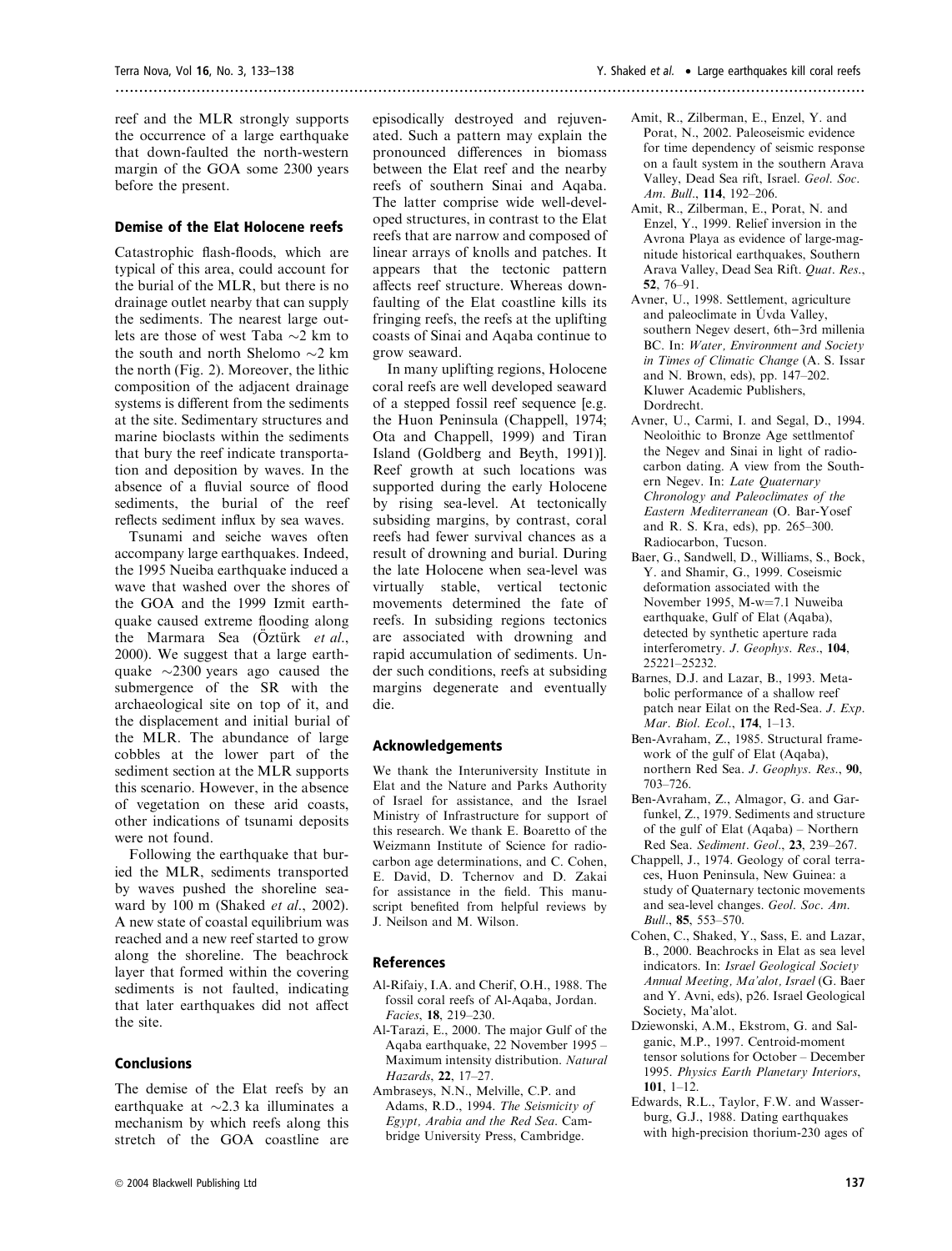reef and the MLR strongly supports the occurrence of a large earthquake that down-faulted the north-western margin of the GOA some 2300 years before the present.

## Demise of the Elat Holocene reefs

Catastrophic flash-floods, which are typical of this area, could account for the burial of the MLR, but there is no drainage outlet nearby that can supply the sediments. The nearest large outlets are those of west Taba ~2 km to the south and north Shelomo ~2 km the north (Fig. 2). Moreover, the lithic composition of the adjacent drainage systems is different from the sediments at the site. Sedimentary structures and marine bioclasts within the sediments that bury the reef indicate transportation and deposition by waves. In the absence of a fluvial source of flood sediments, the burial of the reef reflects sediment influx by sea waves.

Tsunami and seiche waves often accompany large earthquakes. Indeed, the 1995 Nueiba earthquake induced a wave that washed over the shores of the GOA and the 1999 Izmit earthquake caused extreme flooding along the Marmara Sea (Öztürk *et al.*, 2000). We suggest that a large earthquake ~2300 years ago caused the submergence of the SR with the archaeological site on top of it, and the displacement and initial burial of the MLR. The abundance of large cobbles at the lower part of the sediment section at the MLR supports this scenario. However, in the absence of vegetation on these arid coasts, other indications of tsunami deposits were not found.

Following the earthquake that buried the MLR, sediments transported by waves pushed the shoreline seaward by 100 m (Shaked *et al.*, 2002). A new state of coastal equilibrium was reached and a new reef started to grow along the shoreline. The beachrock layer that formed within the covering sediments is not faulted, indicating that later earthquakes did not affect the site.

## Conclusions

The demise of the Elat reefs by an earthquake at ~2.3 ka illuminates a mechanism by which reefs along this stretch of the GOA coastline are episodically destroyed and rejuvenated. Such a pattern may explain the pronounced differences in biomass between the Elat reef and the nearby reefs of southern Sinai and Aqaba. The latter comprise wide well-developed structures, in contrast to the Elat reefs that are narrow and composed of linear arrays of knolls and patches. It appears that the tectonic pattern affects reef structure. Whereas down-faulting of the Elat coastline kills its fringing reefs, the reefs at the uplifting coasts of Sinai and Aqaba continue to grow seaward.

In many uplifting regions, Holocene coral reefs are well developed seaward of a stepped fossil reef sequence [e.g. the Huon Peninsula (Chappell, 1974; Ota and Chappell, 1999) and Tiran Island (Goldberg and Beyth, 1991)]. Reef growth at such locations was supported during the early Holocene by rising sea-level. At tectonically subsiding margins, by contrast, coral reefs had fewer survival chances as a result of drowning and burial. During the late Holocene when sea-level was virtually stable, vertical tectonic movements determined the fate of reefs. In subsiding regions tectonics are associated with drowning and rapid accumulation of sediments. Under such conditions, reefs at subsiding margins degenerate and eventually die.

## Acknowledgements

We thank the Interuniversity Institute in Elat and the Nature and Parks Authority of Israel for assistance, and the Israel Ministry of Infrastructure for support of this research. We thank E. Boaretto of the Weizmann Institute of Science for radiocarbon age determinations, and C. Cohen, E. David, D. Tchernov and D. Zakai for assistance in the field. This manuscript benefited from helpful reviews by J. Neilson and M. Wilson.

## References

Al-Rifaiy, I.A. and Cherif, O.H., 1988. The fossil coral reefs of Al-Aqaba, Jordan. *Facies*, **18**, 219–230.

Al-Tarazi, E., 2000. The major Gulf of the Aqaba earthquake, 22 November 1995 – Maximum intensity distribution. *Natural Hazards*, **22**, 17–27.

Ambraseys, N.N., Melville, C.P. and Adams, R.D., 1994. *The Seismicity of Egypt, Arabia and the Red Sea*. Cambridge University Press, Cambridge.

Amit, R., Zilberman, E., Enzel, Y. and Porat, N., 2002. Paleoseismic evidence for time dependency of seismic response on a fault system in the southern Arava Valley, Dead Sea rift, Israel. *Geol. Soc. Am. Bull.*, **114**, 192–206.

Amit, R., Zilberman, E., Porat, N. and Enzel, Y., 1999. Relief inversion in the Avrona Playa as evidence of large-magnitude historical earthquakes, Southern Arava Valley, Dead Sea Rift. *Quat. Res.*, **52**, 76–91.

Avner, U., 1998. Settlement, agriculture and paleoclimate in Úvda Valley, southern Negev desert, 6th–3rd millenia BC. In: *Water, Environment and Society in Times of Climatic Change* (A. S. Issar and N. Brown, eds), pp. 147–202. Kluwer Academic Publishers, Dordrecht.

Avner, U., Carmi, I. and Segal, D., 1994. Neoloithic to Bronze Age settlmentof the Negev and Sinai in light of radiocarbon dating. A view from the Southern Negev. In: *Late Quaternary Chronology and Paleoclimates of the Eastern Mediterranean* (O. Bar-Yosef and R. S. Kra, eds), pp. 265–300. Radiocarbon, Tucson.

Baer, G., Sandwell, D., Williams, S., Bock, Y. and Shamir, G., 1999. Coseismic deformation associated with the November 1995, M-w=7.1 Nuweiba earthquake, Gulf of Elat (Aqaba), detected by synthetic aperture rada interferometry. *J. Geophys. Res.*, **104**, 25221–25232.

Barnes, D.J. and Lazar, B., 1993. Metabolic performance of a shallow reef patch near Eilat on the Red-Sea. *J. Exp. Mar. Biol. Ecol.*, **174**, 1–13.

Ben-Avraham, Z., 1985. Structural framework of the gulf of Elat (Aqaba), northern Red Sea. *J. Geophys. Res.*, **90**, 703–726.

Ben-Avraham, Z., Almagor, G. and Garfunkel, Z., 1979. Sediments and structure of the gulf of Elat (Aqaba) – Northern Red Sea. *Sediment. Geol.*, **23**, 239–267.

Chappell, J., 1974. Geology of coral terraces, Huon Peninsula, New Guinea: a study of Quaternary tectonic movements and sea-level changes. *Geol. Soc. Am. Bull.*, **85**, 553–570.

Cohen, C., Shaked, Y., Sass, E. and Lazar, B., 2000. Beachrocks in Elat as sea level indicators. In: *Israel Geological Society Annual Meeting, Ma'alot, Israel* (G. Baer and Y. Avni, eds), p26. Israel Geological Society, Ma'alot.

Dziewonski, A.M., Ekstrom, G. and Salganic, M.P., 1997. Centroid-moment tensor solutions for October – December 1995. *Physics Earth Planetary Interiors*, **101**, 1–12.

Edwards, R.L., Taylor, F.W. and Wasserburg, G.J., 1988. Dating earthquakes with high-precision thorium-230 ages of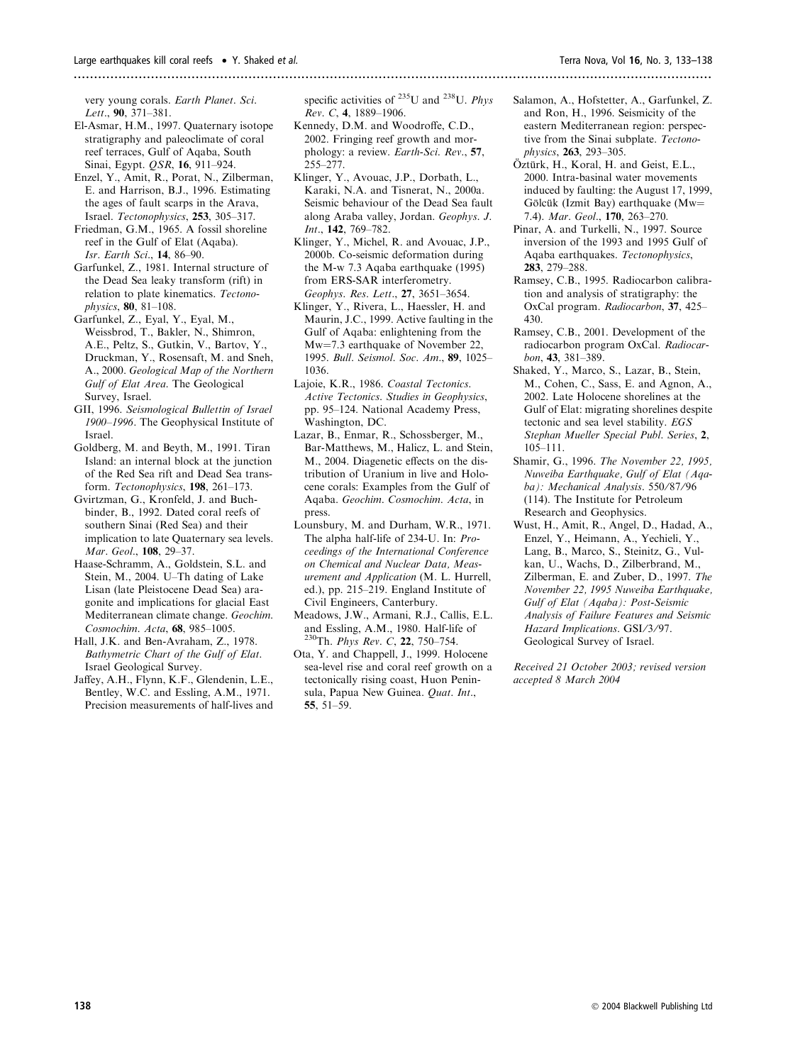very young corals. *Earth Planet. Sci. Lett.*, **90**, 371–381.

El-Asmar, H.M., 1997. Quaternary isotope stratigraphy and paleoclimate of coral reef terraces, Gulf of Aqaba, South Sinai, Egypt. *QSR*, **16**, 911–924.

Enzel, Y., Amit, R., Porat, N., Zilberman, E. and Harrison, B.J., 1996. Estimating the ages of fault scarps in the Arava, Israel. *Tectonophysics*, **253**, 305–317.

Friedman, G.M., 1965. A fossil shoreline reef in the Gulf of Elat (Aqaba). *Isr. Earth Sci.*, **14**, 86–90.

Garfunkel, Z., 1981. Internal structure of the Dead Sea leaky transform (rift) in relation to plate kinematics. *Tectonophysics*, **80**, 81–108.

Garfunkel, Z., Eyal, Y., Eyal, M., Weissbrod, T., Bakler, N., Shimron, A.E., Peltz, S., Gutkin, V., Bartov, Y., Druckman, Y., Rosensaft, M. and Sneh, A., 2000. *Geological Map of the Northern Gulf of Elat Area*. The Geological Survey, Israel.

GII, 1996. *Seismological Bullettin of Israel 1900–1996*. The Geophysical Institute of Israel.

Goldberg, M. and Beyth, M., 1991. Tiran Island: an internal block at the junction of the Red Sea rift and Dead Sea transform. *Tectonophysics*, **198**, 261–173.

Gvirtzman, G., Kronfeld, J. and Buchbinder, B., 1992. Dated coral reefs of southern Sinai (Red Sea) and their implication to late Quaternary sea levels. *Mar. Geol.*, **108**, 29–37.

Haase-Schramm, A., Goldstein, S.L. and Stein, M., 2004. U–Th dating of Lake Lisan (late Pleistocene Dead Sea) aragonite and implications for glacial East Mediterranean climate change. *Geochim. Cosmochim. Acta*, **68**, 985–1005.

Hall, J.K. and Ben-Avraham, Z., 1978. *Bathymetric Chart of the Gulf of Elat*. Israel Geological Survey.

Jaffey, A.H., Flynn, K.F., Glendenin, L.E., Bentley, W.C. and Essling, A.M., 1971. Precision measurements of half-lives and specific activities of $^{235}$U and $^{238}$U. *Phys Rev. C*, **4**, 1889–1906.

Kennedy, D.M. and Woodroffe, C.D., 2002. Fringing reef growth and morphology: a review. *Earth-Sci. Rev.*, **57**, 255–277.

Klinger, Y., Avouac, J.P., Dorbath, L., Karaki, N.A. and Tisnerat, N., 2000a. Seismic behaviour of the Dead Sea fault along Araba valley, Jordan. *Geophys. J. Int.*, **142**, 769–782.

Klinger, Y., Michel, R. and Avouac, J.P., 2000b. Co-seismic deformation during the M-w 7.3 Aqaba earthquake (1995) from ERS-SAR interferometry. *Geophys. Res. Lett.*, **27**, 3651–3654.

Klinger, Y., Rivera, L., Haessler, H. and Maurin, J.C., 1999. Active faulting in the Gulf of Aqaba: enlightening from the Mw=7.3 earthquake of November 22, 1995. *Bull. Seismol. Soc. Am.*, **89**, 1025–1036.

Lajoie, K.R., 1986. *Coastal Tectonics. Active Tectonics. Studies in Geophysics*, pp. 95–124. National Academy Press, Washington, DC.

Lazar, B., Enmar, R., Schossberger, M., Bar-Matthews, M., Halicz, L. and Stein, M., 2004. Diagenetic effects on the distribution of Uranium in live and Holocene corals: Examples from the Gulf of Aqaba. *Geochim. Cosmochim. Acta*, in press.

Lounsbury, M. and Durham, W.R., 1971. The alpha half-life of 234-U. In: *Proceedings of the International Conference on Chemical and Nuclear Data, Measurement and Application* (M. L. Hurrell, ed.), pp. 215–219. England Institute of Civil Engineers, Canterbury.

Meadows, J.W., Armani, R.J., Callis, E.L. and Essling, A.M., 1980. Half-life of $^{230}$Th. *Phys Rev. C*, **22**, 750–754.

Ota, Y. and Chappell, J., 1999. Holocene sea-level rise and coral reef growth on a tectonically rising coast, Huon Peninsula, Papua New Guinea. *Quat. Int.*, **55**, 51–59.

Salamon, A., Hofstetter, A., Garfunkel, Z. and Ron, H., 1996. Seismicity of the eastern Mediterranean region: perspective from the Sinai subplate. *Tectonophysics*, **263**, 293–305.

Öztürk, H., Koral, H. and Geist, E.L., 2000. Intra-basinal water movements induced by faulting: the August 17, 1999, Gölcük (Izmit Bay) earthquake (Mw= 7.4). *Mar. Geol.*, **170**, 263–270.

Pinar, A. and Turkelli, N., 1997. Source inversion of the 1993 and 1995 Gulf of Aqaba earthquakes. *Tectonophysics*, **283**, 279–288.

Ramsey, C.B., 1995. Radiocarbon calibration and analysis of stratigraphy: the OxCal program. *Radiocarbon*, **37**, 425–430.

Ramsey, C.B., 2001. Development of the radiocarbon program OxCal. *Radiocarbon*, **43**, 381–389.

Shaked, Y., Marco, S., Lazar, B., Stein, M., Cohen, C., Sass, E. and Agnon, A., 2002. Late Holocene shorelines at the Gulf of Elat: migrating shorelines despite tectonic and sea level stability. *EGS Stephan Mueller Special Publ. Series*, **2**, 105–111.

Shamir, G., 1996. *The November 22, 1995, Nuweiba Earthquake, Gulf of Elat (Aqaba): Mechanical Analysis*. 550/87/96 (114). The Institute for Petroleum Research and Geophysics.

Wust, H., Amit, R., Angel, D., Hadad, A., Enzel, Y., Heimann, A., Yechieli, Y., Lang, B., Marco, S., Steinitz, G., Vulkan, U., Wachs, D., Zilberbrand, M., Zilberman, E. and Zuber, D., 1997. *The November 22, 1995 Nuweiba Earthquake, Gulf of Elat (Aqaba): Post-Seismic Analysis of Failure Features and Seismic Hazard Implications*. GSI/3/97. Geological Survey of Israel.

*Received 21 October 2003; revised version accepted 8 March 2004*